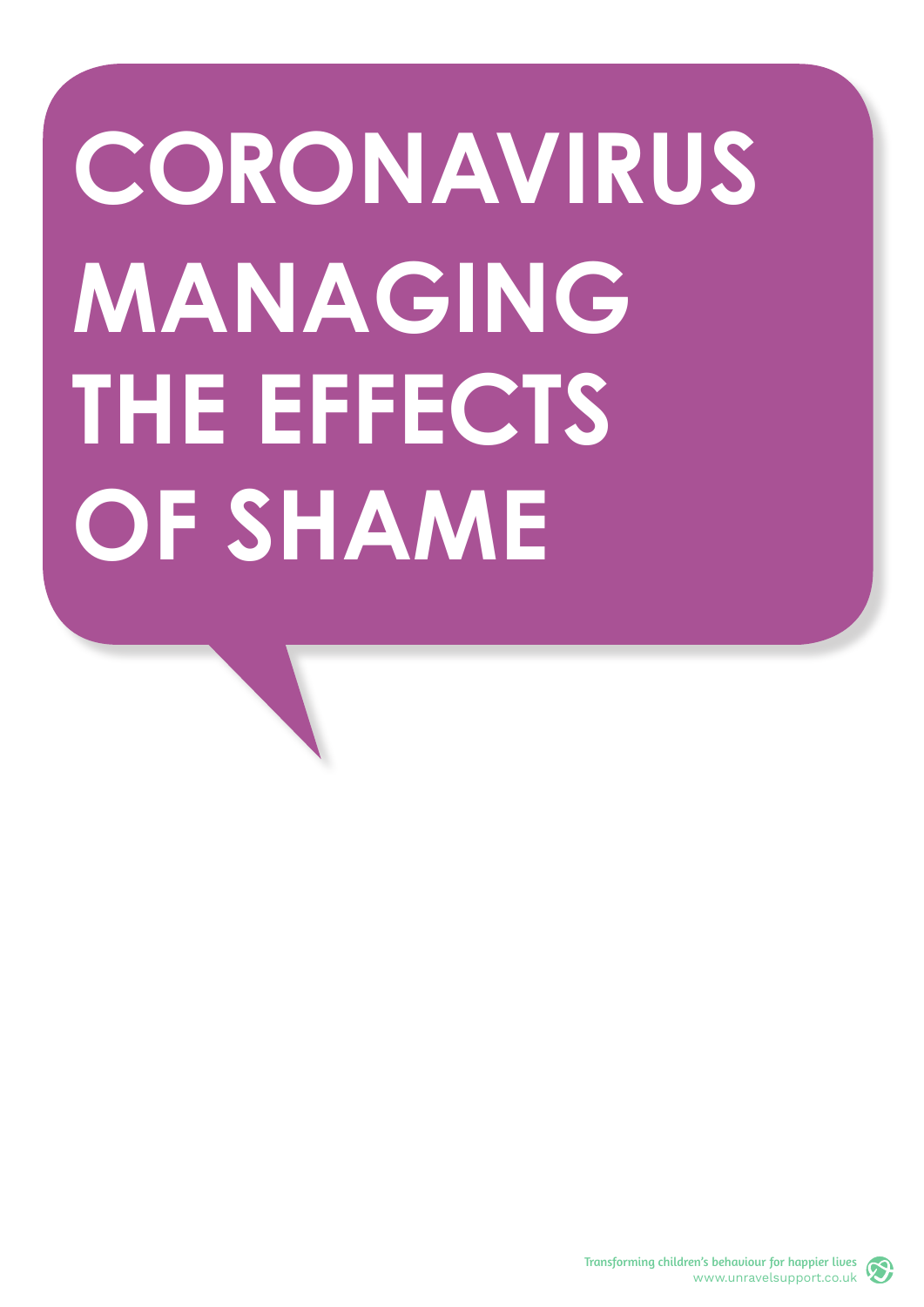# CORONAVIRUS MANAGING THE EFFECTS OF SHAME

Transforming children's behaviour for happier lives
www.unravelsupport.co.uk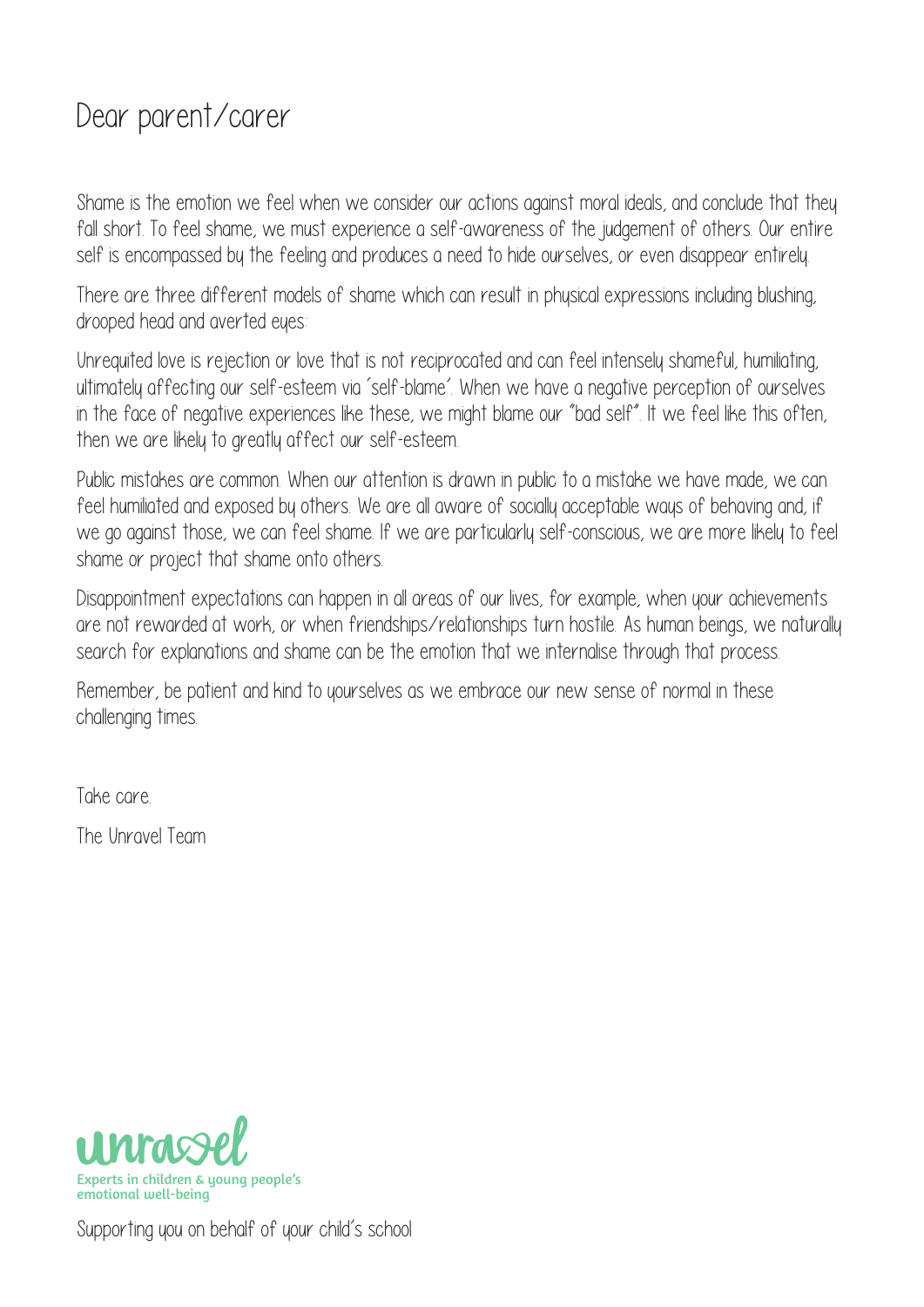# Dear parent/carer

Shame is the emotion we feel when we consider our actions against moral ideals, and conclude that they fall short. To feel shame, we must experience a self-awareness of the judgement of others. Our entire self is encompassed by the feeling and produces a need to hide ourselves, or even disappear entirely.

There are three different models of shame which can result in physical expressions including blushing, drooped head and averted eyes:

Unrequited love is rejection or love that is not reciprocated and can feel intensely shameful, humiliating, ultimately affecting our self-esteem via 'self-blame'. When we have a negative perception of ourselves in the face of negative experiences like these, we might blame our "bad self". It we feel like this often, then we are likely to greatly affect our self-esteem.

Public mistakes are common. When our attention is drawn in public to a mistake we have made, we can feel humiliated and exposed by others. We are all aware of socially acceptable ways of behaving and, if we go against those, we can feel shame. If we are particularly self-conscious, we are more likely to feel shame or project that shame onto others.

Disappointment expectations can happen in all areas of our lives, for example, when your achievements are not rewarded at work, or when friendships/relationships turn hostile. As human beings, we naturally search for explanations and shame can be the emotion that we internalise through that process.

Remember, be patient and kind to yourselves as we embrace our new sense of normal in these challenging times.

Take care.

The Unravel Team

unravel
Experts in children & young people's emotional well-being

Supporting you on behalf of your child's school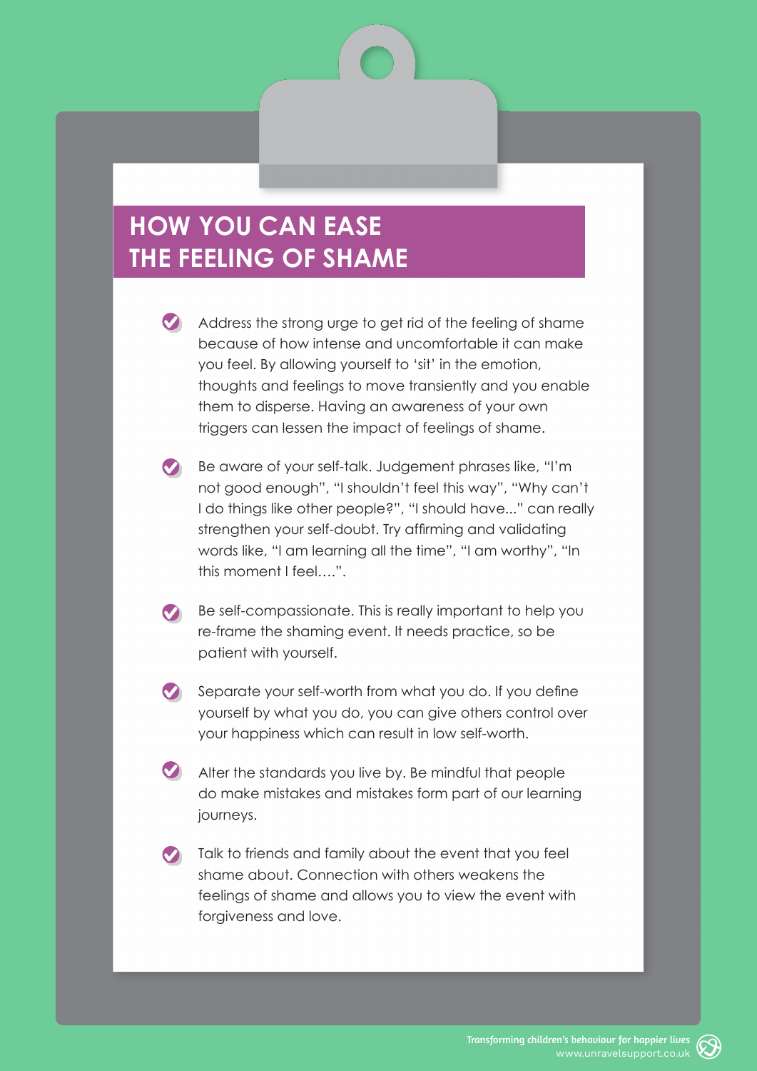# HOW YOU CAN EASE THE FEELING OF SHAME

- Address the strong urge to get rid of the feeling of shame because of how intense and uncomfortable it can make you feel. By allowing yourself to 'sit' in the emotion, thoughts and feelings to move transiently and you enable them to disperse. Having an awareness of your own triggers can lessen the impact of feelings of shame.

- Be aware of your self-talk. Judgement phrases like, "I'm not good enough", "I shouldn't feel this way", "Why can't I do things like other people?", "I should have..." can really strengthen your self-doubt. Try affirming and validating words like, "I am learning all the time", "I am worthy", "In this moment I feel….".

- Be self-compassionate. This is really important to help you re-frame the shaming event. It needs practice, so be patient with yourself.

- Separate your self-worth from what you do. If you define yourself by what you do, you can give others control over your happiness which can result in low self-worth.

- Alter the standards you live by. Be mindful that people do make mistakes and mistakes form part of our learning journeys.

- Talk to friends and family about the event that you feel shame about. Connection with others weakens the feelings of shame and allows you to view the event with forgiveness and love.

Transforming children's behaviour for happier lives
www.unravelsupport.co.uk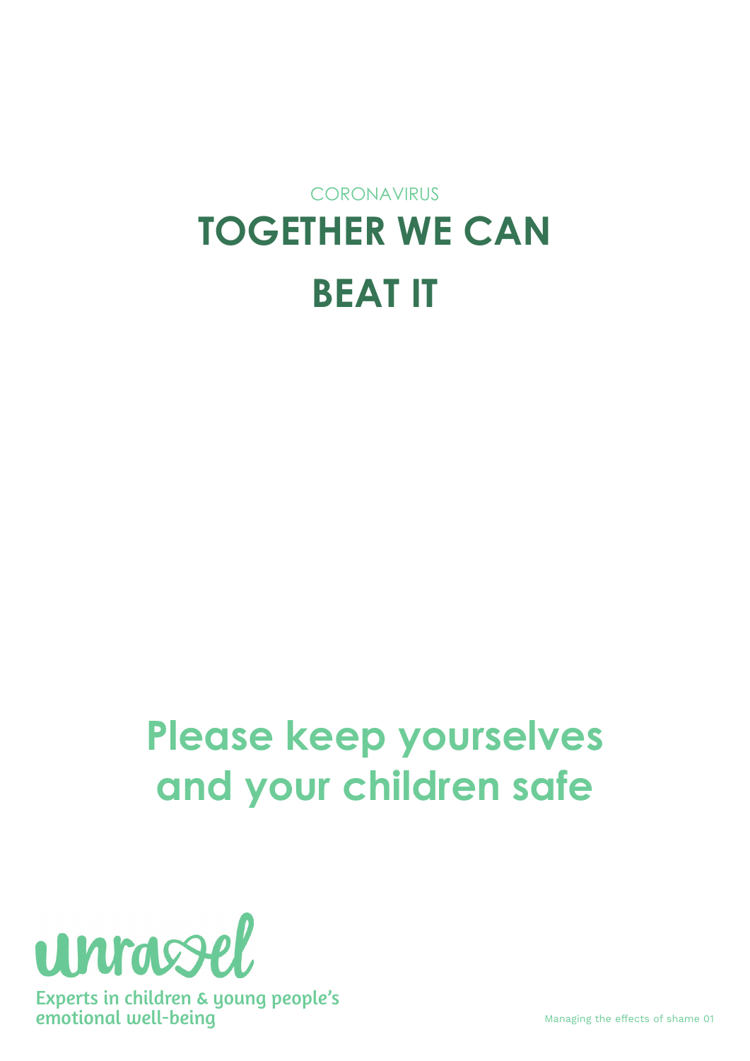CORONAVIRUS

# TOGETHER WE CAN BEAT IT

## Please keep yourselves and your children safe

unravel

Experts in children & young people's emotional well-being